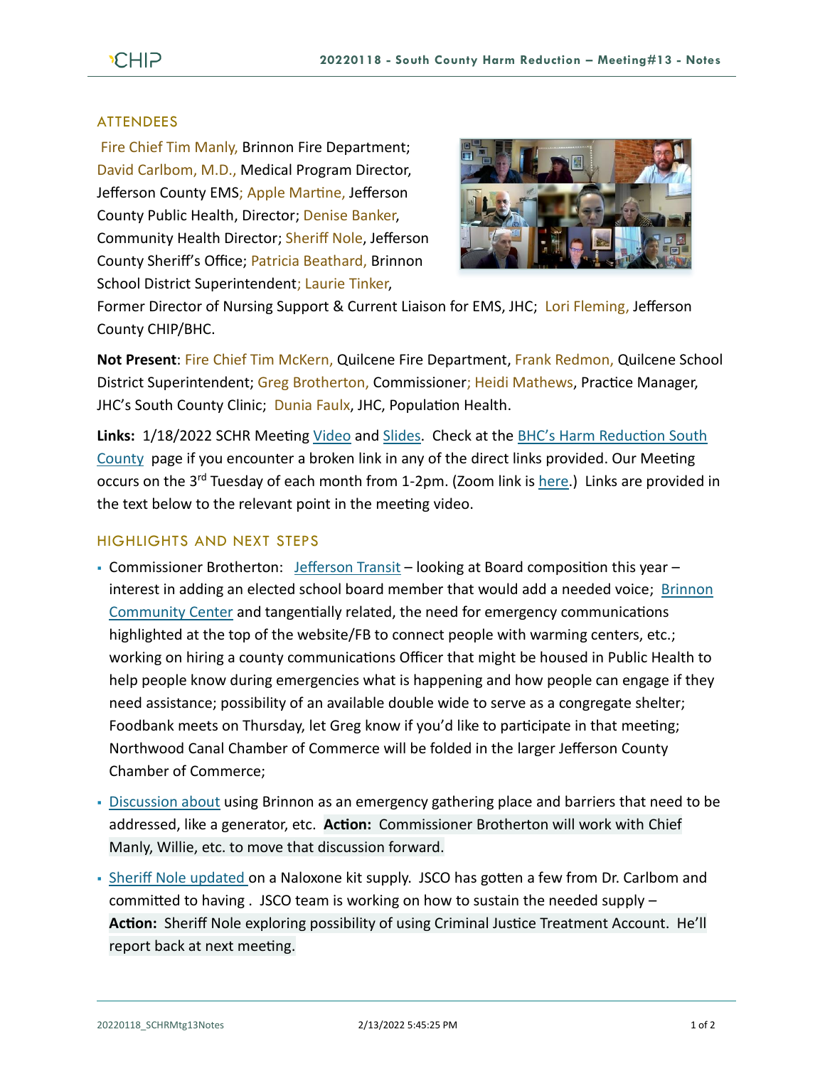## ATTENDEES

Fire Chief Tim Manly, Brinnon Fire Department; David Carlbom, M.D., Medical Program Director, Jefferson County EMS; Apple Martine, Jefferson County Public Health, Director; Denise Banker, Community Health Director; Sheriff Nole, Jefferson County Sheriff's Office; Patricia Beathard, Brinnon School District Superintendent; Laurie Tinker, Former Director of Nursing Support & Current Liaison for EMS, JHC; Lori Fleming, Jefferson County CHIP/BHC.

**Not Present**: Fire Chief Tim McKern, Quilcene Fire Department, Frank Redmon, Quilcene School District Superintendent; Greg Brotherton, Commissioner; Heidi Mathews, Practice Manager, JHC's South County Clinic; Dunia Faulx, JHC, Population Health.

**Links:** 1/18/2022 SCHR Meeting Video and Slides. Check at the BHC's Harm Reduction South County page if you encounter a broken link in any of the direct links provided. Our Meeting occurs on the 3rd Tuesday of each month from 1-2pm. (Zoom link is here.) Links are provided in the text below to the relevant point in the meeting video.

## HIGHLIGHTS AND NEXT STEPS

- Commissioner Brotherton: Jefferson Transit – looking at Board composition this year – interest in adding an elected school board member that would add a needed voice; Brinnon Community Center and tangentially related, the need for emergency communications highlighted at the top of the website/FB to connect people with warming centers, etc.; working on hiring a county communications Officer that might be housed in Public Health to help people know during emergencies what is happening and how people can engage if they need assistance; possibility of an available double wide to serve as a congregate shelter; Foodbank meets on Thursday, let Greg know if you'd like to participate in that meeting; Northwood Canal Chamber of Commerce will be folded in the larger Jefferson County Chamber of Commerce;
- Discussion about using Brinnon as an emergency gathering place and barriers that need to be addressed, like a generator, etc. **Action:** Commissioner Brotherton will work with Chief Manly, Willie, etc. to move that discussion forward.
- Sheriff Nole updated on a Naloxone kit supply. JSCO has gotten a few from Dr. Carlbom and committed to having . JSCO team is working on how to sustain the needed supply – **Action:** Sheriff Nole exploring possibility of using Criminal Justice Treatment Account. He'll report back at next meeting.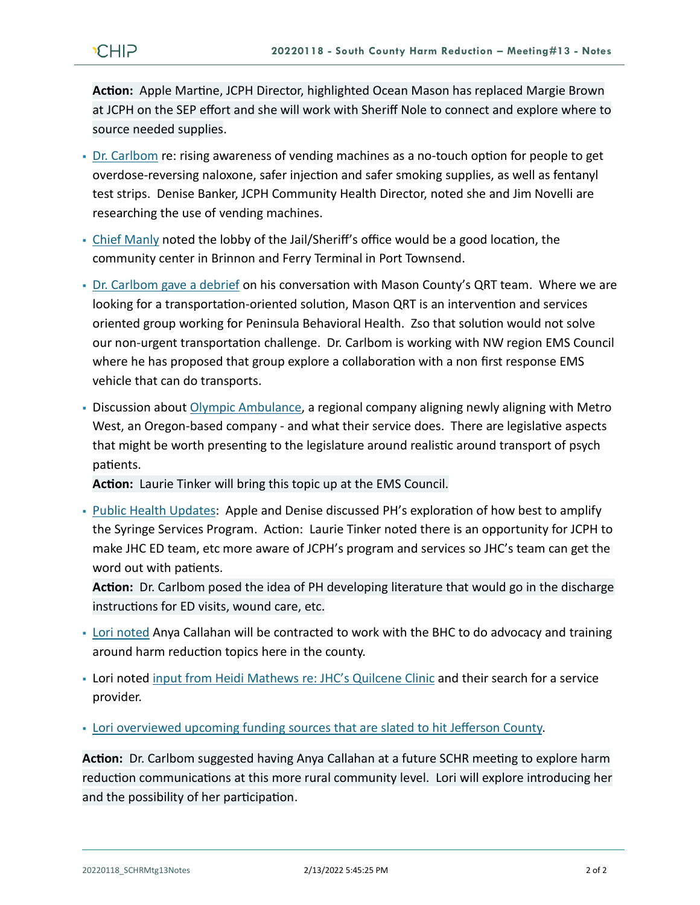**Action:** Apple Martine, JCPH Director, highlighted Ocean Mason has replaced Margie Brown at JCPH on the SEP effort and she will work with Sheriff Nole to connect and explore where to source needed supplies.

- Dr. Carlbom re: rising awareness of vending machines as a no-touch option for people to get overdose-reversing naloxone, safer injection and safer smoking supplies, as well as fentanyl test strips. Denise Banker, JCPH Community Health Director, noted she and Jim Novelli are researching the use of vending machines.
- Chief Manly noted the lobby of the Jail/Sheriff's office would be a good location, the community center in Brinnon and Ferry Terminal in Port Townsend.
- Dr. Carlbom gave a debrief on his conversation with Mason County's QRT team. Where we are looking for a transportation-oriented solution, Mason QRT is an intervention and services oriented group working for Peninsula Behavioral Health. Zso that solution would not solve our non-urgent transportation challenge. Dr. Carlbom is working with NW region EMS Council where he has proposed that group explore a collaboration with a non first response EMS vehicle that can do transports.
- Discussion about Olympic Ambulance, a regional company aligning newly aligning with Metro West, an Oregon-based company - and what their service does. There are legislative aspects that might be worth presenting to the legislature around realistic around transport of psych patients.

  **Action:** Laurie Tinker will bring this topic up at the EMS Council.
- Public Health Updates: Apple and Denise discussed PH's exploration of how best to amplify the Syringe Services Program. Action: Laurie Tinker noted there is an opportunity for JCPH to make JHC ED team, etc more aware of JCPH's program and services so JHC's team can get the word out with patients.

  **Action:** Dr. Carlbom posed the idea of PH developing literature that would go in the discharge instructions for ED visits, wound care, etc.
- Lori noted Anya Callahan will be contracted to work with the BHC to do advocacy and training around harm reduction topics here in the county.
- Lori noted input from Heidi Mathews re: JHC's Quilcene Clinic and their search for a service provider.
- Lori overviewed upcoming funding sources that are slated to hit Jefferson County.

**Action:** Dr. Carlbom suggested having Anya Callahan at a future SCHR meeting to explore harm reduction communications at this more rural community level. Lori will explore introducing her and the possibility of her participation.